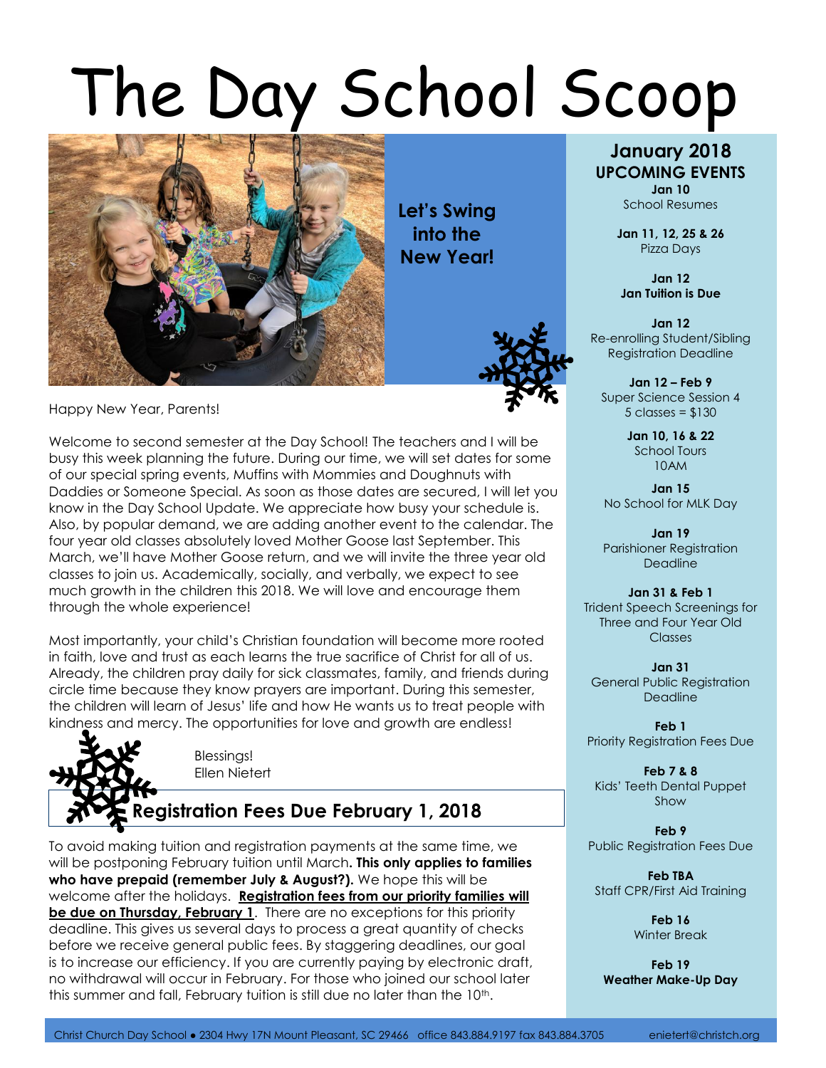# The Day School Scoop

**Let's Swing into the New Year!**

Happy New Year, Parents!

Welcome to second semester at the Day School! The teachers and I will be busy this week planning the future. During our time, we will set dates for some of our special spring events, Muffins with Mommies and Doughnuts with Daddies or Someone Special. As soon as those dates are secured, I will let you know in the Day School Update. We appreciate how busy your schedule is. Also, by popular demand, we are adding another event to the calendar. The four year old classes absolutely loved Mother Goose last September. This March, we'll have Mother Goose return, and we will invite the three year old classes to join us. Academically, socially, and verbally, we expect to see much growth in the children this 2018. We will love and encourage them through the whole experience!

Most importantly, your child's Christian foundation will become more rooted in faith, love and trust as each learns the true sacrifice of Christ for all of us. Already, the children pray daily for sick classmates, family, and friends during circle time because they know prayers are important. During this semester, the children will learn of Jesus' life and how He wants us to treat people with kindness and mercy. The opportunities for love and growth are endless!

Blessings!
Ellen Nietert

## Registration Fees Due February 1, 2018

To avoid making tuition and registration payments at the same time, we will be postponing February tuition until March**. This only applies to families who have prepaid (remember July & August?).** We hope this will be welcome after the holidays. **Registration fees from our priority families will be due on Thursday, February 1**. There are no exceptions for this priority deadline. This gives us several days to process a great quantity of checks before we receive general public fees. By staggering deadlines, our goal is to increase our efficiency. If you are currently paying by electronic draft, no withdrawal will occur in February. For those who joined our school later this summer and fall, February tuition is still due no later than the 10th.

## January 2018
### UPCOMING EVENTS

**Jan 10**
School Resumes

**Jan 11, 12, 25 & 26**
Pizza Days

**Jan 12**
**Jan Tuition is Due**

**Jan 12**
Re-enrolling Student/Sibling Registration Deadline

**Jan 12 – Feb 9**
Super Science Session 4
5 classes = $130

**Jan 10, 16 & 22**
School Tours
10AM

**Jan 15**
No School for MLK Day

**Jan 19**
Parishioner Registration Deadline

**Jan 31 & Feb 1**
Trident Speech Screenings for Three and Four Year Old Classes

**Jan 31**
General Public Registration Deadline

**Feb 1**
Priority Registration Fees Due

**Feb 7 & 8**
Kids' Teeth Dental Puppet Show

**Feb 9**
Public Registration Fees Due

**Feb TBA**
Staff CPR/First Aid Training

**Feb 16**
Winter Break

**Feb 19**
**Weather Make-Up Day**

Christ Church Day School ● 2304 Hwy 17N Mount Pleasant, SC 29466 office 843.884.9197 fax 843.884.3705 enietert@christch.org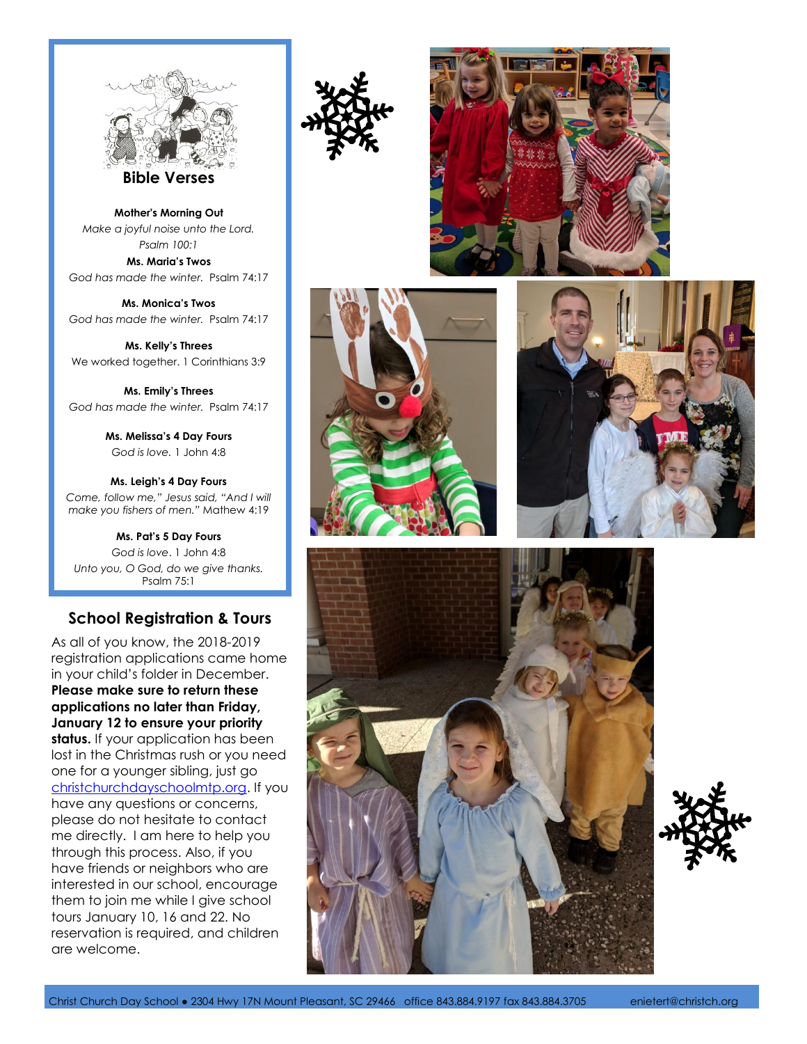## Bible Verses

**Mother's Morning Out**
*Make a joyful noise unto the Lord.*
*Psalm 100:1*

**Ms. Maria's Twos**
God has made the winter. Psalm 74:17

**Ms. Monica's Twos**
God has made the winter. Psalm 74:17

**Ms. Kelly's Threes**
We worked together. 1 Corinthians 3:9

**Ms. Emily's Threes**
God has made the winter. Psalm 74:17

**Ms. Melissa's 4 Day Fours**
*God is love.* 1 John 4:8

**Ms. Leigh's 4 Day Fours**
*Come, follow me," Jesus said, "And I will make you fishers of men."* Mathew 4:19

**Ms. Pat's 5 Day Fours**
*God is love*. 1 John 4:8
*Unto you, O God, do we give thanks.*
Psalm 75:1

## School Registration & Tours

As all of you know, the 2018-2019 registration applications came home in your child's folder in December. **Please make sure to return these applications no later than Friday, January 12 to ensure your priority status.** If your application has been lost in the Christmas rush or you need one for a younger sibling, just go christchurchdayschoolmtp.org. If you have any questions or concerns, please do not hesitate to contact me directly. I am here to help you through this process. Also, if you have friends or neighbors who are interested in our school, encourage them to join me while I give school tours January 10, 16 and 22. No reservation is required, and children are welcome.

Christ Church Day School ● 2304 Hwy 17N Mount Pleasant, SC 29466 office 843.884.9197 fax 843.884.3705 enietert@christch.org